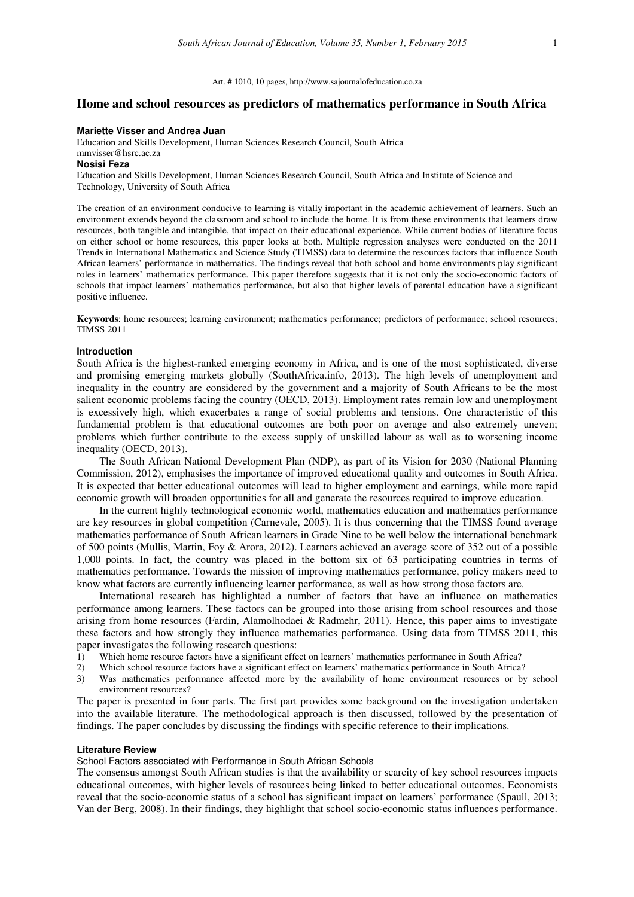Art. # 1010, 10 pages, http://www.sajournalofeducation.co.za

# Home and school resources as predictors of mathematics performance in South Africa

**Mariette Visser and Andrea Juan**

Education and Skills Development, Human Sciences Research Council, South Africa

mmvisser@hsrc.ac.za

**Nosisi Feza**

Education and Skills Development, Human Sciences Research Council, South Africa and Institute of Science and Technology, University of South Africa

The creation of an environment conducive to learning is vitally important in the academic achievement of learners. Such an environment extends beyond the classroom and school to include the home. It is from these environments that learners draw resources, both tangible and intangible, that impact on their educational experience. While current bodies of literature focus on either school or home resources, this paper looks at both. Multiple regression analyses were conducted on the 2011 Trends in International Mathematics and Science Study (TIMSS) data to determine the resources factors that influence South African learners' performance in mathematics. The findings reveal that both school and home environments play significant roles in learners' mathematics performance. This paper therefore suggests that it is not only the socio-economic factors of schools that impact learners' mathematics performance, but also that higher levels of parental education have a significant positive influence.

**Keywords**: home resources; learning environment; mathematics performance; predictors of performance; school resources; TIMSS 2011

## Introduction

South Africa is the highest-ranked emerging economy in Africa, and is one of the most sophisticated, diverse and promising emerging markets globally (SouthAfrica.info, 2013). The high levels of unemployment and inequality in the country are considered by the government and a majority of South Africans to be the most salient economic problems facing the country (OECD, 2013). Employment rates remain low and unemployment is excessively high, which exacerbates a range of social problems and tensions. One characteristic of this fundamental problem is that educational outcomes are both poor on average and also extremely uneven; problems which further contribute to the excess supply of unskilled labour as well as to worsening income inequality (OECD, 2013).

The South African National Development Plan (NDP), as part of its Vision for 2030 (National Planning Commission, 2012), emphasises the importance of improved educational quality and outcomes in South Africa. It is expected that better educational outcomes will lead to higher employment and earnings, while more rapid economic growth will broaden opportunities for all and generate the resources required to improve education.

In the current highly technological economic world, mathematics education and mathematics performance are key resources in global competition (Carnevale, 2005). It is thus concerning that the TIMSS found average mathematics performance of South African learners in Grade Nine to be well below the international benchmark of 500 points (Mullis, Martin, Foy & Arora, 2012). Learners achieved an average score of 352 out of a possible 1,000 points. In fact, the country was placed in the bottom six of 63 participating countries in terms of mathematics performance. Towards the mission of improving mathematics performance, policy makers need to know what factors are currently influencing learner performance, as well as how strong those factors are.

International research has highlighted a number of factors that have an influence on mathematics performance among learners. These factors can be grouped into those arising from school resources and those arising from home resources (Fardin, Alamolhodaei & Radmehr, 2011). Hence, this paper aims to investigate these factors and how strongly they influence mathematics performance. Using data from TIMSS 2011, this paper investigates the following research questions:

1) Which home resource factors have a significant effect on learners' mathematics performance in South Africa?
2) Which school resource factors have a significant effect on learners' mathematics performance in South Africa?
3) Was mathematics performance affected more by the availability of home environment resources or by school environment resources?

The paper is presented in four parts. The first part provides some background on the investigation undertaken into the available literature. The methodological approach is then discussed, followed by the presentation of findings. The paper concludes by discussing the findings with specific reference to their implications.

## Literature Review

### School Factors associated with Performance in South African Schools

The consensus amongst South African studies is that the availability or scarcity of key school resources impacts educational outcomes, with higher levels of resources being linked to better educational outcomes. Economists reveal that the socio-economic status of a school has significant impact on learners' performance (Spaull, 2013; Van der Berg, 2008). In their findings, they highlight that school socio-economic status influences performance.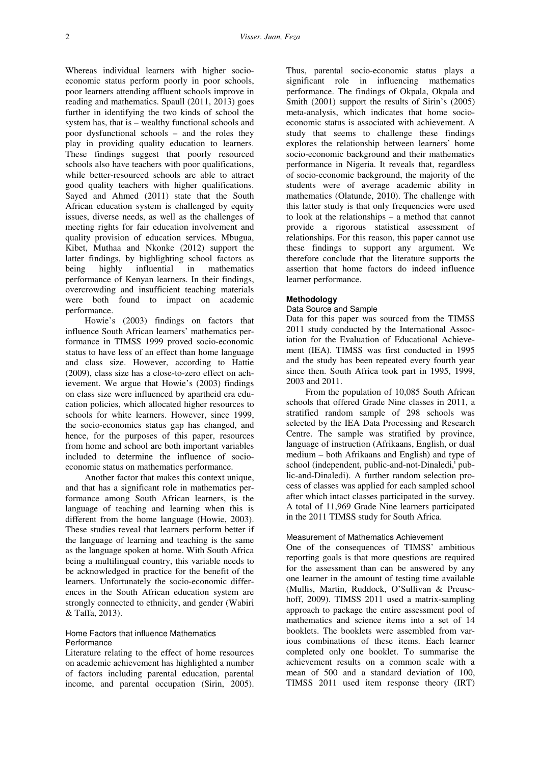Whereas individual learners with higher socio-economic status perform poorly in poor schools, poor learners attending affluent schools improve in reading and mathematics. Spaull (2011, 2013) goes further in identifying the two kinds of school the system has, that is – wealthy functional schools and poor dysfunctional schools – and the roles they play in providing quality education to learners. These findings suggest that poorly resourced schools also have teachers with poor qualifications, while better-resourced schools are able to attract good quality teachers with higher qualifications. Sayed and Ahmed (2011) state that the South African education system is challenged by equity issues, diverse needs, as well as the challenges of meeting rights for fair education involvement and quality provision of education services. Mbugua, Kibet, Muthaa and Nkonke (2012) support the latter findings, by highlighting school factors as being highly influential in mathematics performance of Kenyan learners. In their findings, overcrowding and insufficient teaching materials were both found to impact on academic performance.

Howie's (2003) findings on factors that influence South African learners' mathematics performance in TIMSS 1999 proved socio-economic status to have less of an effect than home language and class size. However, according to Hattie (2009), class size has a close-to-zero effect on achievement. We argue that Howie's (2003) findings on class size were influenced by apartheid era education policies, which allocated higher resources to schools for white learners. However, since 1999, the socio-economics status gap has changed, and hence, for the purposes of this paper, resources from home and school are both important variables included to determine the influence of socio-economic status on mathematics performance.

Another factor that makes this context unique, and that has a significant role in mathematics performance among South African learners, is the language of teaching and learning when this is different from the home language (Howie, 2003). These studies reveal that learners perform better if the language of learning and teaching is the same as the language spoken at home. With South Africa being a multilingual country, this variable needs to be acknowledged in practice for the benefit of the learners. Unfortunately the socio-economic differences in the South African education system are strongly connected to ethnicity, and gender (Wabiri & Taffa, 2013).

### Home Factors that influence Mathematics Performance

Literature relating to the effect of home resources on academic achievement has highlighted a number of factors including parental education, parental income, and parental occupation (Sirin, 2005). Thus, parental socio-economic status plays a significant role in influencing mathematics performance. The findings of Okpala, Okpala and Smith (2001) support the results of Sirin's (2005) meta-analysis, which indicates that home socio-economic status is associated with achievement. A study that seems to challenge these findings explores the relationship between learners' home socio-economic background and their mathematics performance in Nigeria. It reveals that, regardless of socio-economic background, the majority of the students were of average academic ability in mathematics (Olatunde, 2010). The challenge with this latter study is that only frequencies were used to look at the relationships – a method that cannot provide a rigorous statistical assessment of relationships. For this reason, this paper cannot use these findings to support any argument. We therefore conclude that the literature supports the assertion that home factors do indeed influence learner performance.

## Methodology

### Data Source and Sample

Data for this paper was sourced from the TIMSS 2011 study conducted by the International Association for the Evaluation of Educational Achievement (IEA). TIMSS was first conducted in 1995 and the study has been repeated every fourth year since then. South Africa took part in 1995, 1999, 2003 and 2011.

From the population of 10,085 South African schools that offered Grade Nine classes in 2011, a stratified random sample of 298 schools was selected by the IEA Data Processing and Research Centre. The sample was stratified by province, language of instruction (Afrikaans, English, or dual medium – both Afrikaans and English) and type of school (independent, public-and-not-Dinaledi,[i] public-and-Dinaledi). A further random selection process of classes was applied for each sampled school after which intact classes participated in the survey. A total of 11,969 Grade Nine learners participated in the 2011 TIMSS study for South Africa.

### Measurement of Mathematics Achievement

One of the consequences of TIMSS' ambitious reporting goals is that more questions are required for the assessment than can be answered by any one learner in the amount of testing time available (Mullis, Martin, Ruddock, O'Sullivan & Preuschoff, 2009). TIMSS 2011 used a matrix-sampling approach to package the entire assessment pool of mathematics and science items into a set of 14 booklets. The booklets were assembled from various combinations of these items. Each learner completed only one booklet. To summarise the achievement results on a common scale with a mean of 500 and a standard deviation of 100, TIMSS 2011 used item response theory (IRT)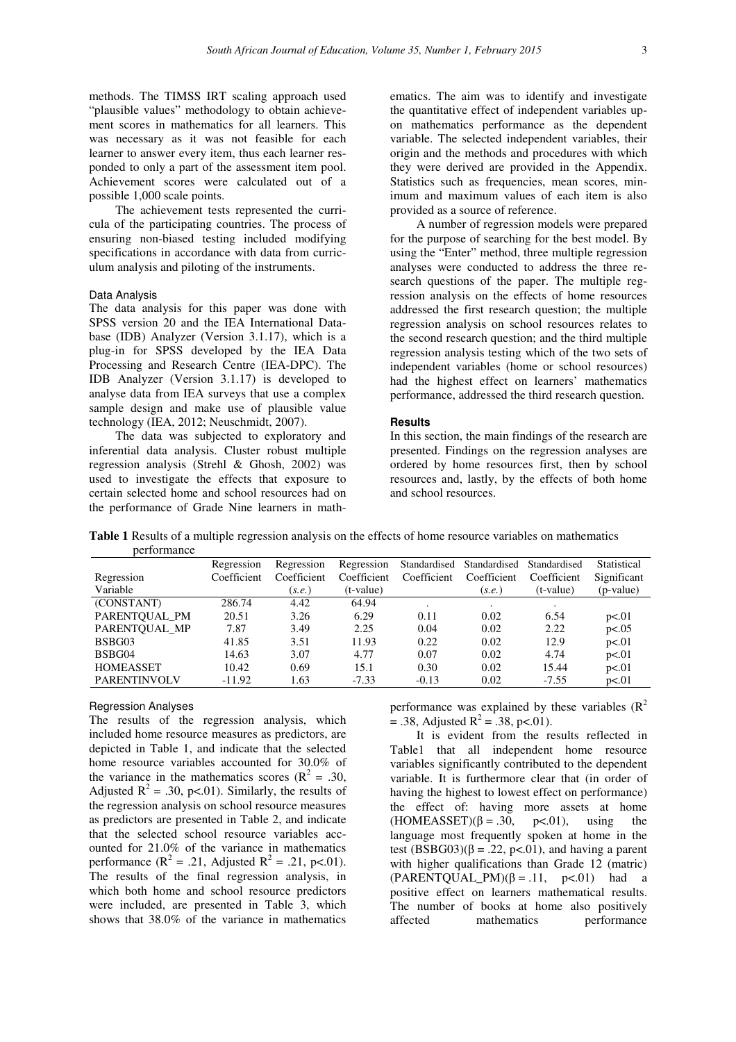methods. The TIMSS IRT scaling approach used "plausible values" methodology to obtain achievement scores in mathematics for all learners. This was necessary as it was not feasible for each learner to answer every item, thus each learner responded to only a part of the assessment item pool. Achievement scores were calculated out of a possible 1,000 scale points.

The achievement tests represented the curricula of the participating countries. The process of ensuring non-biased testing included modifying specifications in accordance with data from curriculum analysis and piloting of the instruments.

### Data Analysis

The data analysis for this paper was done with SPSS version 20 and the IEA International Database (IDB) Analyzer (Version 3.1.17), which is a plug-in for SPSS developed by the IEA Data Processing and Research Centre (IEA-DPC). The IDB Analyzer (Version 3.1.17) is developed to analyse data from IEA surveys that use a complex sample design and make use of plausible value technology (IEA, 2012; Neuschmidt, 2007).

The data was subjected to exploratory and inferential data analysis. Cluster robust multiple regression analysis (Strehl & Ghosh, 2002) was used to investigate the effects that exposure to certain selected home and school resources had on the performance of Grade Nine learners in mathematics. The aim was to identify and investigate the quantitative effect of independent variables upon mathematics performance as the dependent variable. The selected independent variables, their origin and the methods and procedures with which they were derived are provided in the Appendix. Statistics such as frequencies, mean scores, minimum and maximum values of each item is also provided as a source of reference.

A number of regression models were prepared for the purpose of searching for the best model. By using the "Enter" method, three multiple regression analyses were conducted to address the three research questions of the paper. The multiple regression analysis on the effects of home resources addressed the first research question; the multiple regression analysis on school resources relates to the second research question; and the third multiple regression analysis testing which of the two sets of independent variables (home or school resources) had the highest effect on learners' mathematics performance, addressed the third research question.

## Results

In this section, the main findings of the research are presented. Findings on the regression analyses are ordered by home resources first, then by school resources and, lastly, by the effects of both home and school resources.

**Table 1** Results of a multiple regression analysis on the effects of home resource variables on mathematics performance

| Regression Variable | Regression Coefficient | Regression Coefficient (*s.e.*) | Regression Coefficient (t-value) | Standardised Coefficient | Standardised Coefficient (*s.e.*) | Standardised Coefficient (t-value) | Statistical Significant (p-value) |
|---|---|---|---|---|---|---|---|
| (CONSTANT) | 286.74 | 4.42 | 64.94 | . | . | . | |
| PARENTQUAL_PM | 20.51 | 3.26 | 6.29 | 0.11 | 0.02 | 6.54 | p<.01 |
| PARENTQUAL_MP | 7.87 | 3.49 | 2.25 | 0.04 | 0.02 | 2.22 | p<.05 |
| BSBG03 | 41.85 | 3.51 | 11.93 | 0.22 | 0.02 | 12.9 | p<.01 |
| BSBG04 | 14.63 | 3.07 | 4.77 | 0.07 | 0.02 | 4.74 | p<.01 |
| HOMEASSET | 10.42 | 0.69 | 15.1 | 0.30 | 0.02 | 15.44 | p<.01 |
| PARENTINVOLV | -11.92 | 1.63 | -7.33 | -0.13 | 0.02 | -7.55 | p<.01 |

### Regression Analyses

The results of the regression analysis, which included home resource measures as predictors, are depicted in Table 1, and indicate that the selected home resource variables accounted for 30.0% of the variance in the mathematics scores ($R^2$ = .30, Adjusted $R^2$ = .30, p<.01). Similarly, the results of the regression analysis on school resource measures as predictors are presented in Table 2, and indicate that the selected school resource variables accounted for 21.0% of the variance in mathematics performance ($R^2$ = .21, Adjusted $R^2$ = .21, p<.01). The results of the final regression analysis, in which both home and school resource predictors were included, are presented in Table 3, which shows that 38.0% of the variance in mathematics performance was explained by these variables ($R^2$ = .38, Adjusted $R^2$ = .38, p<.01).

It is evident from the results reflected in Table1 that all independent home resource variables significantly contributed to the dependent variable. It is furthermore clear that (in order of having the highest to lowest effect on performance) the effect of: having more assets at home (HOMEASSET)($\beta$ = .30, p<.01), using the language most frequently spoken at home in the test (BSBG03)($\beta$ = .22, p<.01), and having a parent with higher qualifications than Grade 12 (matric) (PARENTQUAL_PM)($\beta$ = .11, p<.01) had a positive effect on learners mathematical results. The number of books at home also positively affected mathematics performance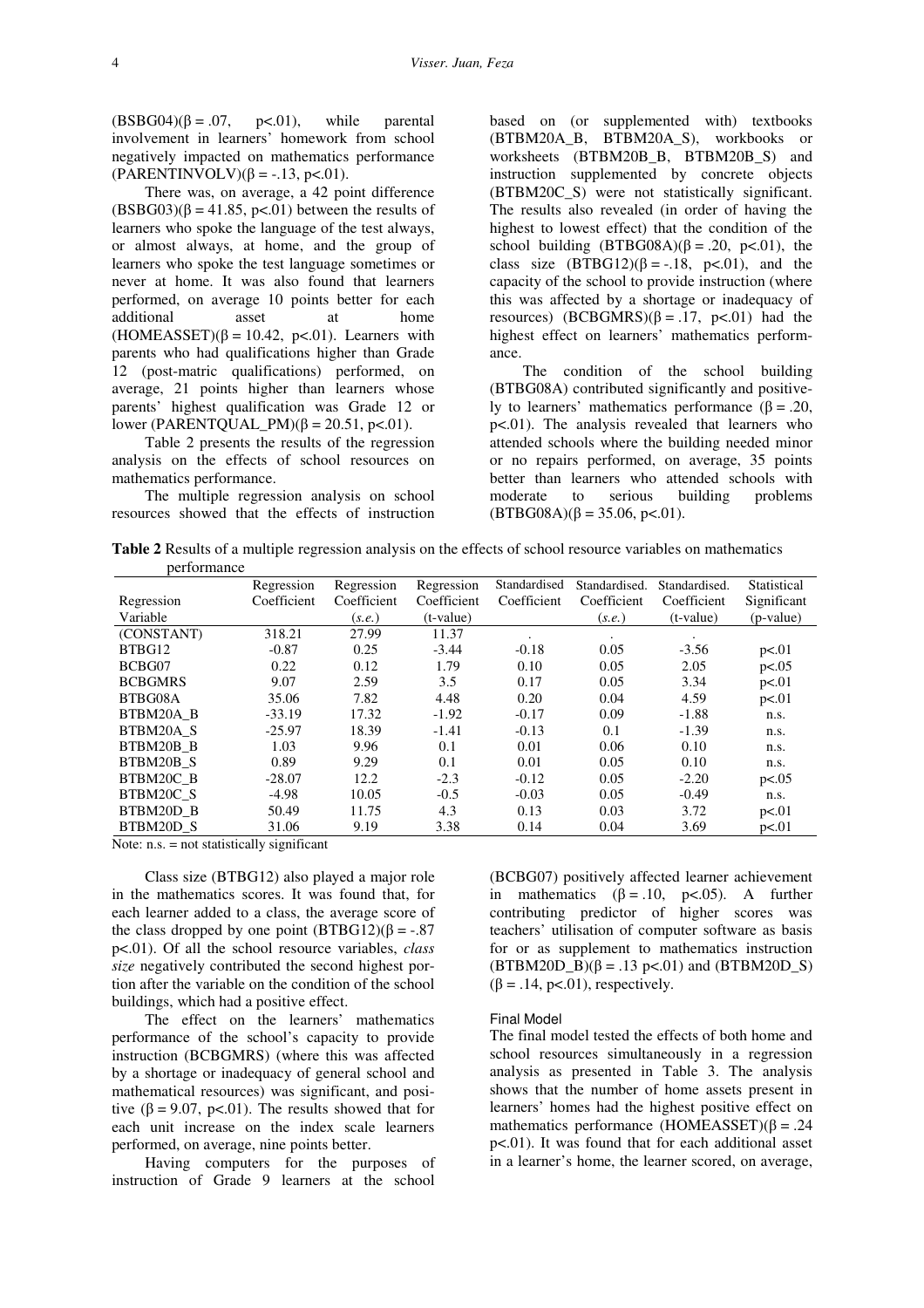(BSBG04)($\beta = .07$, $p<.01$), while parental involvement in learners' homework from school negatively impacted on mathematics performance (PARENTINVOLV)($\beta = -.13$, $p<.01$).

There was, on average, a 42 point difference (BSBG03)($\beta = 41.85$, $p<.01$) between the results of learners who spoke the language of the test always, or almost always, at home, and the group of learners who spoke the test language sometimes or never at home. It was also found that learners performed, on average 10 points better for each additional asset at home (HOMEASSET)($\beta = 10.42$, $p<.01$). Learners with parents who had qualifications higher than Grade 12 (post-matric qualifications) performed, on average, 21 points higher than learners whose parents' highest qualification was Grade 12 or lower (PARENTQUAL_PM)($\beta = 20.51$, $p<.01$).

Table 2 presents the results of the regression analysis on the effects of school resources on mathematics performance.

The multiple regression analysis on school resources showed that the effects of instruction based on (or supplemented with) textbooks (BTBM20A_B, BTBM20A_S), workbooks or worksheets (BTBM20B_B, BTBM20B_S) and instruction supplemented by concrete objects (BTBM20C_S) were not statistically significant. The results also revealed (in order of having the highest to lowest effect) that the condition of the school building (BTBG08A)($\beta = .20$, $p<.01$), the class size (BTBG12)($\beta = -.18$, $p<.01$), and the capacity of the school to provide instruction (where this was affected by a shortage or inadequacy of resources) (BCBGMRS)($\beta = .17$, $p<.01$) had the highest effect on learners' mathematics performance.

The condition of the school building (BTBG08A) contributed significantly and positively to learners' mathematics performance ($\beta = .20$, $p<.01$). The analysis revealed that learners who attended schools where the building needed minor or no repairs performed, on average, 35 points better than learners who attended schools with moderate to serious building problems (BTBG08A)($\beta = 35.06$, $p<.01$).

**Table 2** Results of a multiple regression analysis on the effects of school resource variables on mathematics performance

| Regression Variable | Regression Coefficient | Regression Coefficient (*s.e.*) | Regression Coefficient (t-value) | Standardised Coefficient | Standardised. Coefficient (*s.e.*) | Standardised. Coefficient (t-value) | Statistical Significant (p-value) |
|---|---|---|---|---|---|---|---|
| (CONSTANT) | 318.21 | 27.99 | 11.37 | . | . | . | |
| BTBG12 | -0.87 | 0.25 | -3.44 | -0.18 | 0.05 | -3.56 | p<.01 |
| BCBG07 | 0.22 | 0.12 | 1.79 | 0.10 | 0.05 | 2.05 | p<.05 |
| BCBGMRS | 9.07 | 2.59 | 3.5 | 0.17 | 0.05 | 3.34 | p<.01 |
| BTBG08A | 35.06 | 7.82 | 4.48 | 0.20 | 0.04 | 4.59 | p<.01 |
| BTBM20A_B | -33.19 | 17.32 | -1.92 | -0.17 | 0.09 | -1.88 | n.s. |
| BTBM20A_S | -25.97 | 18.39 | -1.41 | -0.13 | 0.1 | -1.39 | n.s. |
| BTBM20B_B | 1.03 | 9.96 | 0.1 | 0.01 | 0.06 | 0.10 | n.s. |
| BTBM20B_S | 0.89 | 9.29 | 0.1 | 0.01 | 0.05 | 0.10 | n.s. |
| BTBM20C_B | -28.07 | 12.2 | -2.3 | -0.12 | 0.05 | -2.20 | p<.05 |
| BTBM20C_S | -4.98 | 10.05 | -0.5 | -0.03 | 0.05 | -0.49 | n.s. |
| BTBM20D_B | 50.49 | 11.75 | 4.3 | 0.13 | 0.03 | 3.72 | p<.01 |
| BTBM20D_S | 31.06 | 9.19 | 3.38 | 0.14 | 0.04 | 3.69 | p<.01 |

Note: n.s. = not statistically significant

Class size (BTBG12) also played a major role in the mathematics scores. It was found that, for each learner added to a class, the average score of the class dropped by one point (BTBG12)($\beta = -.87$ $p<.01$). Of all the school resource variables, *class size* negatively contributed the second highest portion after the variable on the condition of the school buildings, which had a positive effect.

The effect on the learners' mathematics performance of the school's capacity to provide instruction (BCBGMRS) (where this was affected by a shortage or inadequacy of general school and mathematical resources) was significant, and positive ($\beta = 9.07$, $p<.01$). The results showed that for each unit increase on the index scale learners performed, on average, nine points better.

Having computers for the purposes of instruction of Grade 9 learners at the school (BCBG07) positively affected learner achievement in mathematics ($\beta = .10$, $p<.05$). A further contributing predictor of higher scores was teachers' utilisation of computer software as basis for or as supplement to mathematics instruction (BTBM20D_B)($\beta = .13$ $p<.01$) and (BTBM20D_S) ($\beta = .14$, $p<.01$), respectively.

### Final Model

The final model tested the effects of both home and school resources simultaneously in a regression analysis as presented in Table 3. The analysis shows that the number of home assets present in learners' homes had the highest positive effect on mathematics performance (HOMEASSET)($\beta = .24$ $p<.01$). It was found that for each additional asset in a learner's home, the learner scored, on average,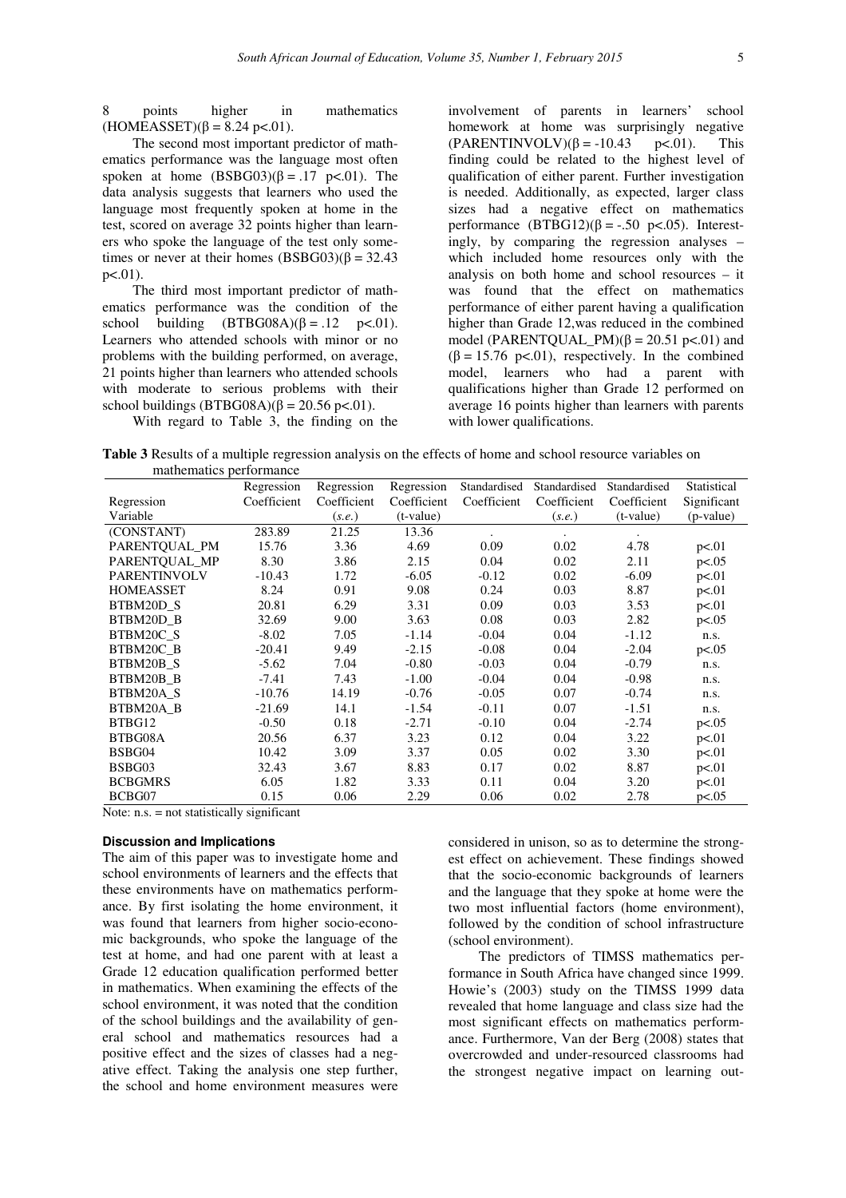8 points higher in mathematics (HOMEASSET)($\beta = 8.24$ $p<.01$).

The second most important predictor of mathematics performance was the language most often spoken at home (BSBG03)($\beta = .17$ $p<.01$). The data analysis suggests that learners who used the language most frequently spoken at home in the test, scored on average 32 points higher than learners who spoke the language of the test only sometimes or never at their homes (BSBG03)($\beta = 32.43$ $p<.01$).

The third most important predictor of mathematics performance was the condition of the school building (BTBG08A)($\beta = .12$ $p<.01$). Learners who attended schools with minor or no problems with the building performed, on average, 21 points higher than learners who attended schools with moderate to serious problems with their school buildings (BTBG08A)($\beta = 20.56$ $p<.01$).

With regard to Table 3, the finding on the involvement of parents in learners' school homework at home was surprisingly negative (PARENTINVOLV)($\beta = -10.43$ $p<.01$). This finding could be related to the highest level of qualification of either parent. Further investigation is needed. Additionally, as expected, larger class sizes had a negative effect on mathematics performance (BTBG12)($\beta = -.50$ $p<.05$). Interestingly, by comparing the regression analyses – which included home resources only with the analysis on both home and school resources – it was found that the effect on mathematics performance of either parent having a qualification higher than Grade 12,was reduced in the combined model (PARENTQUAL_PM)($\beta = 20.51$ $p<.01$) and ($\beta = 15.76$ $p<.01$), respectively. In the combined model, learners who had a parent with qualifications higher than Grade 12 performed on average 16 points higher than learners with parents with lower qualifications.

**Table 3** Results of a multiple regression analysis on the effects of home and school resource variables on mathematics performance

| Regression Variable | Regression Coefficient | Regression Coefficient (*s.e.*) | Regression Coefficient (t-value) | Standardised Coefficient | Standardised Coefficient (*s.e.*) | Standardised Coefficient (t-value) | Statistical Significant (p-value) |
|---|---|---|---|---|---|---|---|
| (CONSTANT) | 283.89 | 21.25 | 13.36 | . | . | . | |
| PARENTQUAL_PM | 15.76 | 3.36 | 4.69 | 0.09 | 0.02 | 4.78 | p<.01 |
| PARENTQUAL_MP | 8.30 | 3.86 | 2.15 | 0.04 | 0.02 | 2.11 | p<.05 |
| PARENTINVOLV | -10.43 | 1.72 | -6.05 | -0.12 | 0.02 | -6.09 | p<.01 |
| HOMEASSET | 8.24 | 0.91 | 9.08 | 0.24 | 0.03 | 8.87 | p<.01 |
| BTBM20D_S | 20.81 | 6.29 | 3.31 | 0.09 | 0.03 | 3.53 | p<.01 |
| BTBM20D_B | 32.69 | 9.00 | 3.63 | 0.08 | 0.03 | 2.82 | p<.05 |
| BTBM20C_S | -8.02 | 7.05 | -1.14 | -0.04 | 0.04 | -1.12 | n.s. |
| BTBM20C_B | -20.41 | 9.49 | -2.15 | -0.08 | 0.04 | -2.04 | p<.05 |
| BTBM20B_S | -5.62 | 7.04 | -0.80 | -0.03 | 0.04 | -0.79 | n.s. |
| BTBM20B_B | -7.41 | 7.43 | -1.00 | -0.04 | 0.04 | -0.98 | n.s. |
| BTBM20A_S | -10.76 | 14.19 | -0.76 | -0.05 | 0.07 | -0.74 | n.s. |
| BTBM20A_B | -21.69 | 14.1 | -1.54 | -0.11 | 0.07 | -1.51 | n.s. |
| BTBG12 | -0.50 | 0.18 | -2.71 | -0.10 | 0.04 | -2.74 | p<.05 |
| BTBG08A | 20.56 | 6.37 | 3.23 | 0.12 | 0.04 | 3.22 | p<.01 |
| BSBG04 | 10.42 | 3.09 | 3.37 | 0.05 | 0.02 | 3.30 | p<.01 |
| BSBG03 | 32.43 | 3.67 | 8.83 | 0.17 | 0.02 | 8.87 | p<.01 |
| BCBGMRS | 6.05 | 1.82 | 3.33 | 0.11 | 0.04 | 3.20 | p<.01 |
| BCBG07 | 0.15 | 0.06 | 2.29 | 0.06 | 0.02 | 2.78 | p<.05 |

Note: n.s. = not statistically significant

#### Discussion and Implications

The aim of this paper was to investigate home and school environments of learners and the effects that these environments have on mathematics performance. By first isolating the home environment, it was found that learners from higher socio-economic backgrounds, who spoke the language of the test at home, and had one parent with at least a Grade 12 education qualification performed better in mathematics. When examining the effects of the school environment, it was noted that the condition of the school buildings and the availability of general school and mathematics resources had a positive effect and the sizes of classes had a negative effect. Taking the analysis one step further, the school and home environment measures were considered in unison, so as to determine the strongest effect on achievement. These findings showed that the socio-economic backgrounds of learners and the language that they spoke at home were the two most influential factors (home environment), followed by the condition of school infrastructure (school environment).

The predictors of TIMSS mathematics performance in South Africa have changed since 1999. Howie's (2003) study on the TIMSS 1999 data revealed that home language and class size had the most significant effects on mathematics performance. Furthermore, Van der Berg (2008) states that overcrowded and under-resourced classrooms had the strongest negative impact on learning out-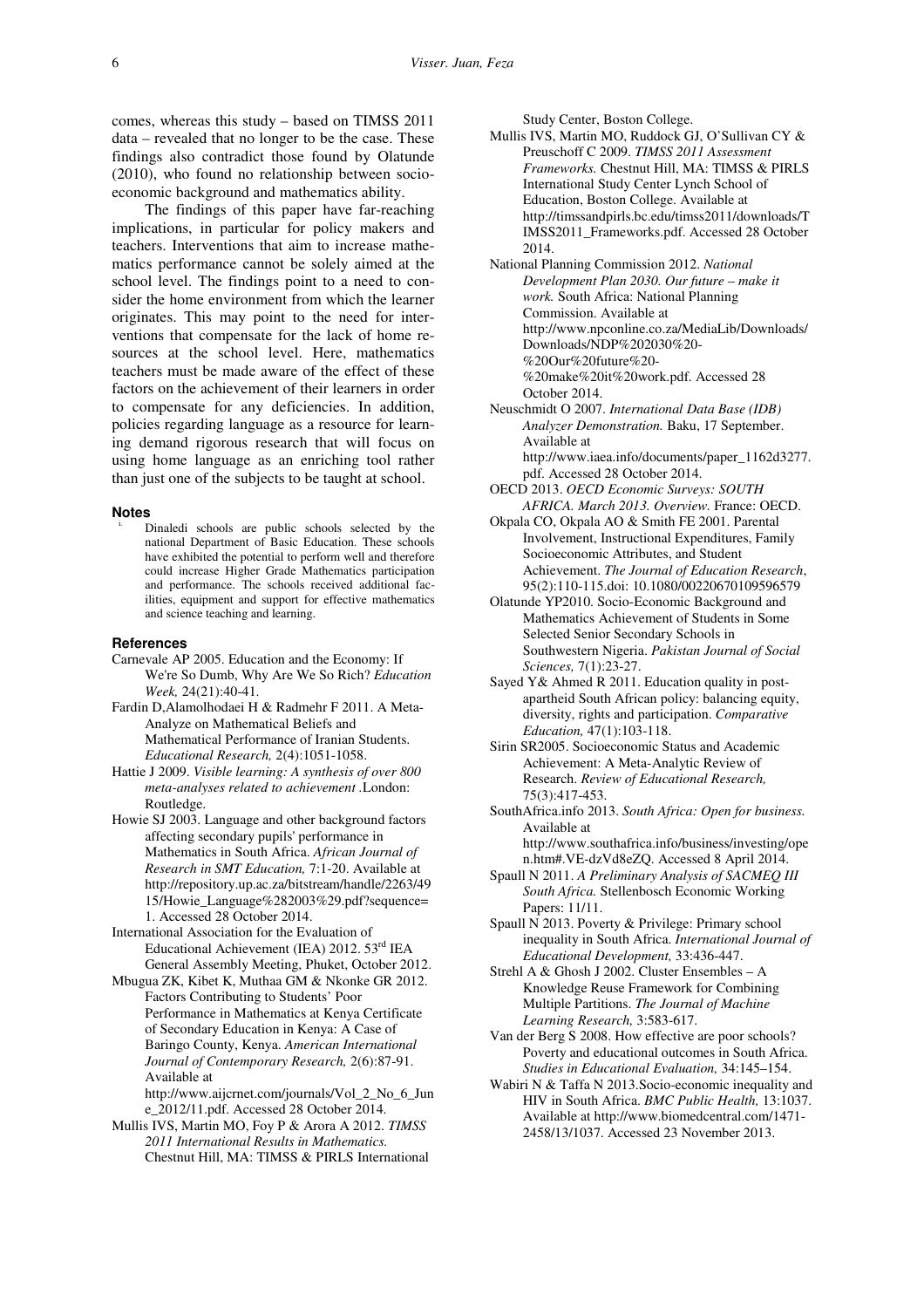comes, whereas this study – based on TIMSS 2011 data – revealed that no longer to be the case. These findings also contradict those found by Olatunde (2010), who found no relationship between socio-economic background and mathematics ability.

The findings of this paper have far-reaching implications, in particular for policy makers and teachers. Interventions that aim to increase mathematics performance cannot be solely aimed at the school level. The findings point to a need to consider the home environment from which the learner originates. This may point to the need for interventions that compensate for the lack of home resources at the school level. Here, mathematics teachers must be made aware of the effect of these factors on the achievement of their learners in order to compensate for any deficiencies. In addition, policies regarding language as a resource for learning demand rigorous research that will focus on using home language as an enriching tool rather than just one of the subjects to be taught at school.

### Notes

i. Dinaledi schools are public schools selected by the national Department of Basic Education. These schools have exhibited the potential to perform well and therefore could increase Higher Grade Mathematics participation and performance. The schools received additional facilities, equipment and support for effective mathematics and science teaching and learning.

### References

Carnevale AP 2005. Education and the Economy: If We're So Dumb, Why Are We So Rich? *Education Week,* 24(21):40-41.

Fardin D,Alamolhodaei H & Radmehr F 2011. A Meta-Analyze on Mathematical Beliefs and Mathematical Performance of Iranian Students. *Educational Research,* 2(4):1051-1058.

Hattie J 2009. *Visible learning: A synthesis of over 800 meta-analyses related to achievement* .London: Routledge.

Howie SJ 2003. Language and other background factors affecting secondary pupils' performance in Mathematics in South Africa. *African Journal of Research in SMT Education,* 7:1-20. Available at http://repository.up.ac.za/bitstream/handle/2263/4915/Howie_Language%282003%29.pdf?sequence=1. Accessed 28 October 2014.

International Association for the Evaluation of Educational Achievement (IEA) 2012. 53rd IEA General Assembly Meeting, Phuket, October 2012.

Mbugua ZK, Kibet K, Muthaa GM & Nkonke GR 2012. Factors Contributing to Students' Poor Performance in Mathematics at Kenya Certificate of Secondary Education in Kenya: A Case of Baringo County, Kenya. *American International Journal of Contemporary Research,* 2(6):87-91. Available at http://www.aijcrnet.com/journals/Vol_2_No_6_June_2012/11.pdf. Accessed 28 October 2014.

Mullis IVS, Martin MO, Foy P & Arora A 2012. *TIMSS 2011 International Results in Mathematics.* Chestnut Hill, MA: TIMSS & PIRLS International Study Center, Boston College.

Mullis IVS, Martin MO, Ruddock GJ, O'Sullivan CY & Preuschoff C 2009. *TIMSS 2011 Assessment Frameworks.* Chestnut Hill, MA: TIMSS & PIRLS International Study Center Lynch School of Education, Boston College. Available at http://timssandpirls.bc.edu/timss2011/downloads/TIMSS2011_Frameworks.pdf. Accessed 28 October 2014.

National Planning Commission 2012. *National Development Plan 2030. Our future – make it work.* South Africa: National Planning Commission. Available at http://www.npconline.co.za/MediaLib/Downloads/Downloads/NDP%202030%20-%20Our%20future%20-%20make%20it%20work.pdf. Accessed 28 October 2014.

Neuschmidt O 2007. *International Data Base (IDB) Analyzer Demonstration.* Baku, 17 September. Available at http://www.iaea.info/documents/paper_1162d3277.pdf. Accessed 28 October 2014.

OECD 2013. *OECD Economic Surveys: SOUTH AFRICA. March 2013. Overview.* France: OECD.

Okpala CO, Okpala AO & Smith FE 2001. Parental Involvement, Instructional Expenditures, Family Socioeconomic Attributes, and Student Achievement. *The Journal of Education Research*, 95(2):110-115.doi: 10.1080/00220670109596579

Olatunde YP2010. Socio-Economic Background and Mathematics Achievement of Students in Some Selected Senior Secondary Schools in Southwestern Nigeria. *Pakistan Journal of Social Sciences,* 7(1):23-27.

Sayed Y& Ahmed R 2011. Education quality in post-apartheid South African policy: balancing equity, diversity, rights and participation. *Comparative Education,* 47(1):103-118.

Sirin SR2005. Socioeconomic Status and Academic Achievement: A Meta-Analytic Review of Research. *Review of Educational Research,* 75(3):417-453.

SouthAfrica.info 2013. *South Africa: Open for business.* Available at http://www.southafrica.info/business/investing/open.htm#.VE-dzVd8eZQ. Accessed 8 April 2014.

Spaull N 2011. *A Preliminary Analysis of SACMEQ III South Africa.* Stellenbosch Economic Working Papers: 11/11.

Spaull N 2013. Poverty & Privilege: Primary school inequality in South Africa. *International Journal of Educational Development,* 33:436-447.

Strehl A & Ghosh J 2002. Cluster Ensembles – A Knowledge Reuse Framework for Combining Multiple Partitions. *The Journal of Machine Learning Research,* 3:583-617.

Van der Berg S 2008. How effective are poor schools? Poverty and educational outcomes in South Africa. *Studies in Educational Evaluation,* 34:145–154.

Wabiri N & Taffa N 2013.Socio-economic inequality and HIV in South Africa. *BMC Public Health,* 13:1037. Available at http://www.biomedcentral.com/1471-2458/13/1037. Accessed 23 November 2013.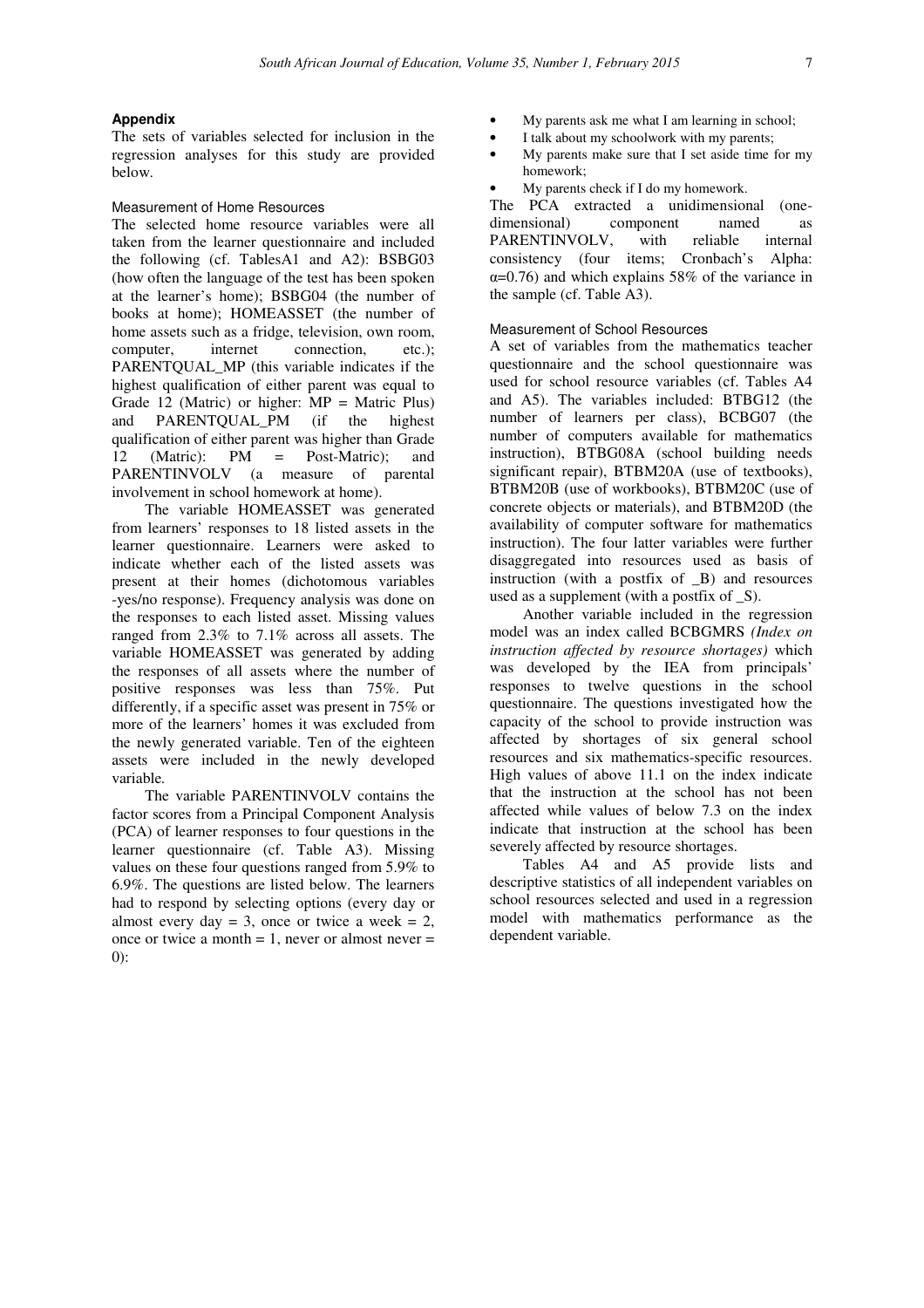## Appendix

The sets of variables selected for inclusion in the regression analyses for this study are provided below.

### Measurement of Home Resources

The selected home resource variables were all taken from the learner questionnaire and included the following (cf. TablesA1 and A2): BSBG03 (how often the language of the test has been spoken at the learner's home); BSBG04 (the number of books at home); HOMEASSET (the number of home assets such as a fridge, television, own room, computer, internet connection, etc.); PARENTQUAL_MP (this variable indicates if the highest qualification of either parent was equal to Grade 12 (Matric) or higher: MP = Matric Plus) and PARENTQUAL_PM (if the highest qualification of either parent was higher than Grade 12 (Matric): PM = Post-Matric); and PARENTINVOLV (a measure of parental involvement in school homework at home).

The variable HOMEASSET was generated from learners' responses to 18 listed assets in the learner questionnaire. Learners were asked to indicate whether each of the listed assets was present at their homes (dichotomous variables -yes/no response). Frequency analysis was done on the responses to each listed asset. Missing values ranged from 2.3% to 7.1% across all assets. The variable HOMEASSET was generated by adding the responses of all assets where the number of positive responses was less than 75%. Put differently, if a specific asset was present in 75% or more of the learners' homes it was excluded from the newly generated variable. Ten of the eighteen assets were included in the newly developed variable.

The variable PARENTINVOLV contains the factor scores from a Principal Component Analysis (PCA) of learner responses to four questions in the learner questionnaire (cf. Table A3). Missing values on these four questions ranged from 5.9% to 6.9%. The questions are listed below. The learners had to respond by selecting options (every day or almost every day = 3, once or twice a week = 2, once or twice a month = 1, never or almost never = 0):

- My parents ask me what I am learning in school;
- I talk about my schoolwork with my parents;
- My parents make sure that I set aside time for my homework;
- My parents check if I do my homework.

The PCA extracted a unidimensional (one-dimensional) component named as PARENTINVOLV, with reliable internal consistency (four items; Cronbach's Alpha: $\alpha$=0.76) and which explains 58% of the variance in the sample (cf. Table A3).

### Measurement of School Resources

A set of variables from the mathematics teacher questionnaire and the school questionnaire was used for school resource variables (cf. Tables A4 and A5). The variables included: BTBG12 (the number of learners per class), BCBG07 (the number of computers available for mathematics instruction), BTBG08A (school building needs significant repair), BTBM20A (use of textbooks), BTBM20B (use of workbooks), BTBM20C (use of concrete objects or materials), and BTBM20D (the availability of computer software for mathematics instruction). The four latter variables were further disaggregated into resources used as basis of instruction (with a postfix of _B) and resources used as a supplement (with a postfix of _S).

Another variable included in the regression model was an index called BCBGMRS *(Index on instruction affected by resource shortages)* which was developed by the IEA from principals' responses to twelve questions in the school questionnaire. The questions investigated how the capacity of the school to provide instruction was affected by shortages of six general school resources and six mathematics-specific resources. High values of above 11.1 on the index indicate that the instruction at the school has not been affected while values of below 7.3 on the index indicate that instruction at the school has been severely affected by resource shortages.

Tables A4 and A5 provide lists and descriptive statistics of all independent variables on school resources selected and used in a regression model with mathematics performance as the dependent variable.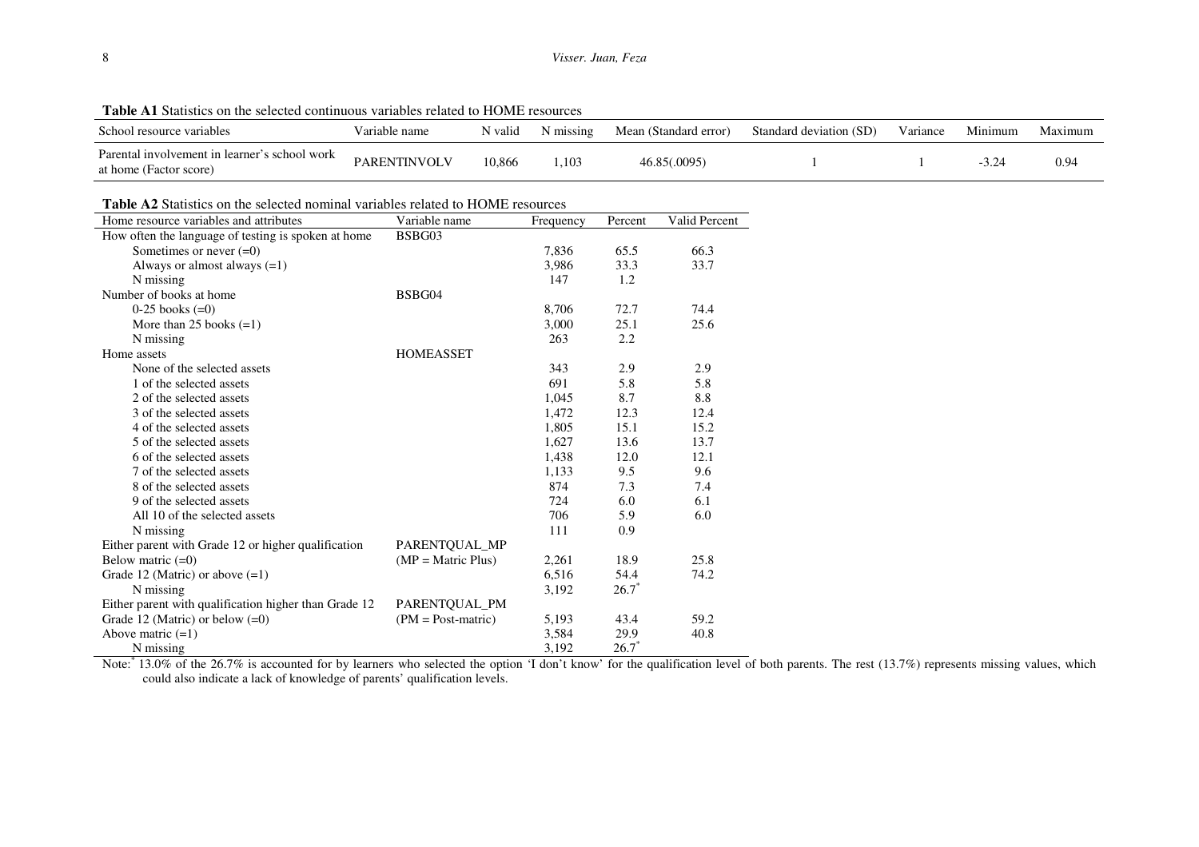**Table A1** Statistics on the selected continuous variables related to HOME resources

| School resource variables | Variable name | N valid | N missing | Mean (Standard error) | Standard deviation (SD) | Variance | Minimum | Maximum |
|---|---|---|---|---|---|---|---|---|
| Parental involvement in learner's school work at home (Factor score) | PARENTINVOLV | 10,866 | 1,103 | 46.85(.0095) | 1 | 1 | -3.24 | 0.94 |

**Table A2** Statistics on the selected nominal variables related to HOME resources

| Home resource variables and attributes | Variable name | Frequency | Percent | Valid Percent |
|---|---|---|---|---|
| How often the language of testing is spoken at home | BSBG03 | | | |
| Sometimes or never (=0) | | 7,836 | 65.5 | 66.3 |
| Always or almost always (=1) | | 3,986 | 33.3 | 33.7 |
| N missing | | 147 | 1.2 | |
| Number of books at home | BSBG04 | | | |
| 0-25 books (=0) | | 8,706 | 72.7 | 74.4 |
| More than 25 books (=1) | | 3,000 | 25.1 | 25.6 |
| N missing | | 263 | 2.2 | |
| Home assets | HOMEASSET | | | |
| None of the selected assets | | 343 | 2.9 | 2.9 |
| 1 of the selected assets | | 691 | 5.8 | 5.8 |
| 2 of the selected assets | | 1,045 | 8.7 | 8.8 |
| 3 of the selected assets | | 1,472 | 12.3 | 12.4 |
| 4 of the selected assets | | 1,805 | 15.1 | 15.2 |
| 5 of the selected assets | | 1,627 | 13.6 | 13.7 |
| 6 of the selected assets | | 1,438 | 12.0 | 12.1 |
| 7 of the selected assets | | 1,133 | 9.5 | 9.6 |
| 8 of the selected assets | | 874 | 7.3 | 7.4 |
| 9 of the selected assets | | 724 | 6.0 | 6.1 |
| All 10 of the selected assets | | 706 | 5.9 | 6.0 |
| N missing | | 111 | 0.9 | |
| Either parent with Grade 12 or higher qualification | PARENTQUAL_MP | | | |
| Below matric (=0) | (MP = Matric Plus) | 2,261 | 18.9 | 25.8 |
| Grade 12 (Matric) or above (=1) | | 6,516 | 54.4 | 74.2 |
| N missing | | 3,192 | 26.7* | |
| Either parent with qualification higher than Grade 12 | PARENTQUAL_PM | | | |
| Grade 12 (Matric) or below (=0) | (PM = Post-matric) | 5,193 | 43.4 | 59.2 |
| Above matric (=1) | | 3,584 | 29.9 | 40.8 |
| N missing | | 3,192 | 26.7* | |

Note: * 13.0% of the 26.7% is accounted for by learners who selected the option 'I don't know' for the qualification level of both parents. The rest (13.7%) represents missing values, which could also indicate a lack of knowledge of parents' qualification levels.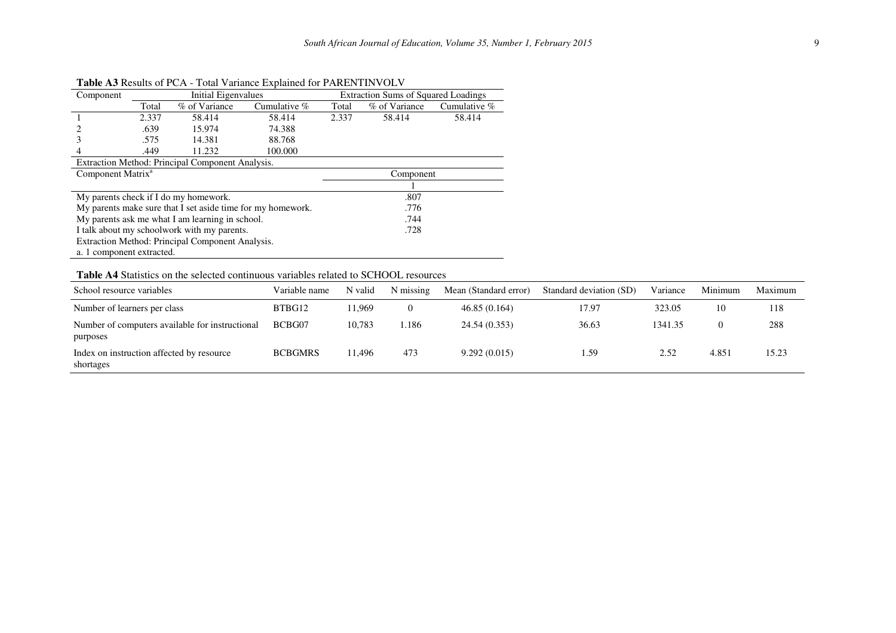**Table A3** Results of PCA - Total Variance Explained for PARENTINVOLV

| Component | Initial Eigenvalues | | | Extraction Sums of Squared Loadings | | |
|---|---|---|---|---|---|---|
| | Total | % of Variance | Cumulative % | Total | % of Variance | Cumulative % |
| 1 | 2.337 | 58.414 | 58.414 | 2.337 | 58.414 | 58.414 |
| 2 | .639 | 15.974 | 74.388 | | | |
| 3 | .575 | 14.381 | 88.768 | | | |
| 4 | .449 | 11.232 | 100.000 | | | |

Extraction Method: Principal Component Analysis.

| Component Matrix[a] | Component |
|---|---|
| | 1 |
| My parents check if I do my homework. | .807 |
| My parents make sure that I set aside time for my homework. | .776 |
| My parents ask me what I am learning in school. | .744 |
| I talk about my schoolwork with my parents. | .728 |

Extraction Method: Principal Component Analysis.
a. 1 component extracted.

**Table A4** Statistics on the selected continuous variables related to SCHOOL resources

| School resource variables | Variable name | N valid | N missing | Mean (Standard error) | Standard deviation (SD) | Variance | Minimum | Maximum |
|---|---|---|---|---|---|---|---|---|
| Number of learners per class | BTBG12 | 11,969 | 0 | 46.85 (0.164) | 17.97 | 323.05 | 10 | 118 |
| Number of computers available for instructional purposes | BCBG07 | 10,783 | 1.186 | 24.54 (0.353) | 36.63 | 1341.35 | 0 | 288 |
| Index on instruction affected by resource shortages | BCBGMRS | 11,496 | 473 | 9.292 (0.015) | 1.59 | 2.52 | 4.851 | 15.23 |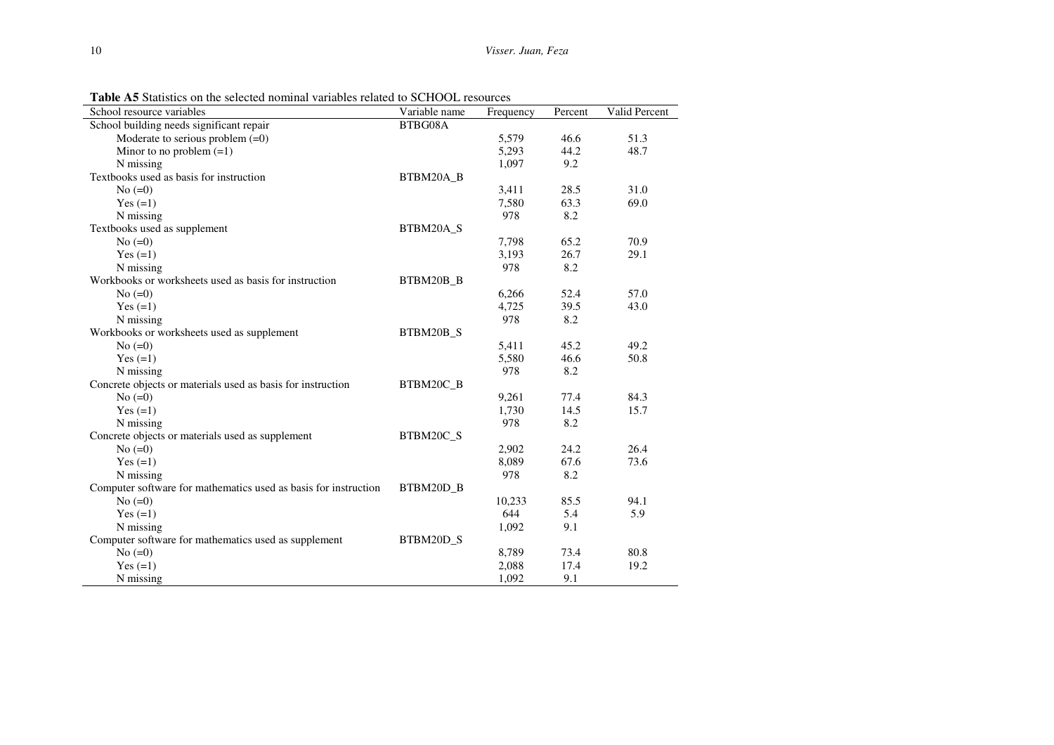**Table A5** Statistics on the selected nominal variables related to SCHOOL resources

| School resource variables | Variable name | Frequency | Percent | Valid Percent |
|---|---|---|---|---|
| School building needs significant repair | BTBG08A | | | |
| Moderate to serious problem (=0) | | 5,579 | 46.6 | 51.3 |
| Minor to no problem (=1) | | 5,293 | 44.2 | 48.7 |
| N missing | | 1,097 | 9.2 | |
| Textbooks used as basis for instruction | BTBM20A_B | | | |
| No (=0) | | 3,411 | 28.5 | 31.0 |
| Yes (=1) | | 7,580 | 63.3 | 69.0 |
| N missing | | 978 | 8.2 | |
| Textbooks used as supplement | BTBM20A_S | | | |
| No (=0) | | 7,798 | 65.2 | 70.9 |
| Yes (=1) | | 3,193 | 26.7 | 29.1 |
| N missing | | 978 | 8.2 | |
| Workbooks or worksheets used as basis for instruction | BTBM20B_B | | | |
| No (=0) | | 6,266 | 52.4 | 57.0 |
| Yes (=1) | | 4,725 | 39.5 | 43.0 |
| N missing | | 978 | 8.2 | |
| Workbooks or worksheets used as supplement | BTBM20B_S | | | |
| No (=0) | | 5,411 | 45.2 | 49.2 |
| Yes (=1) | | 5,580 | 46.6 | 50.8 |
| N missing | | 978 | 8.2 | |
| Concrete objects or materials used as basis for instruction | BTBM20C_B | | | |
| No (=0) | | 9,261 | 77.4 | 84.3 |
| Yes (=1) | | 1,730 | 14.5 | 15.7 |
| N missing | | 978 | 8.2 | |
| Concrete objects or materials used as supplement | BTBM20C_S | | | |
| No (=0) | | 2,902 | 24.2 | 26.4 |
| Yes (=1) | | 8,089 | 67.6 | 73.6 |
| N missing | | 978 | 8.2 | |
| Computer software for mathematics used as basis for instruction | BTBM20D_B | | | |
| No (=0) | | 10,233 | 85.5 | 94.1 |
| Yes (=1) | | 644 | 5.4 | 5.9 |
| N missing | | 1,092 | 9.1 | |
| Computer software for mathematics used as supplement | BTBM20D_S | | | |
| No (=0) | | 8,789 | 73.4 | 80.8 |
| Yes (=1) | | 2,088 | 17.4 | 19.2 |
| N missing | | 1,092 | 9.1 | |